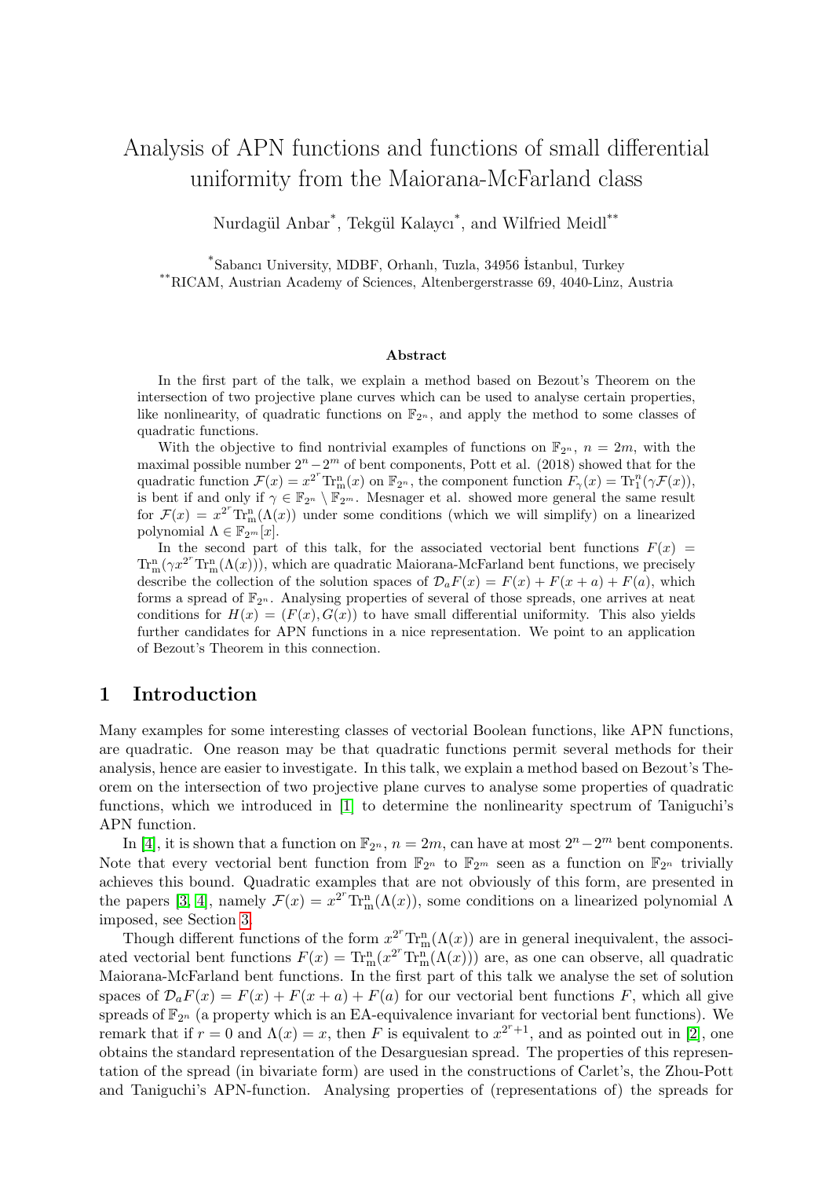# Analysis of APN functions and functions of small differential uniformity from the Maiorana-McFarland class

Nurdagül Anbar*, Tekgül Kalaycı*, and Wilfried Meidl**

*Sabancı University, MDBF, Orhanlı, Tuzla, 34956 İstanbul, Turkey
**RICAM, Austrian Academy of Sciences, Altenbergerstrasse 69, 4040-Linz, Austria

### Abstract

In the first part of the talk, we explain a method based on Bezout's Theorem on the intersection of two projective plane curves which can be used to analyse certain properties, like nonlinearity, of quadratic functions on $\mathbb{F}_{2^n}$, and apply the method to some classes of quadratic functions.

With the objective to find nontrivial examples of functions on $\mathbb{F}_{2^n}$, $n = 2m$, with the maximal possible number $2^n - 2^m$ of bent components, Pott et al. (2018) showed that for the quadratic function $\mathcal{F}(x) = x^{2^r}\mathrm{Tr}_m^n(x)$ on $\mathbb{F}_{2^n}$, the component function $F_\gamma(x) = \mathrm{Tr}_1^n(\gamma\mathcal{F}(x))$, is bent if and only if $\gamma \in \mathbb{F}_{2^n} \setminus \mathbb{F}_{2^m}$. Mesnager et al. showed more general the same result for $\mathcal{F}(x) = x^{2^r}\mathrm{Tr}_m^n(\Lambda(x))$ under some conditions (which we will simplify) on a linearized polynomial $\Lambda \in \mathbb{F}_{2^m}[x]$.

In the second part of this talk, for the associated vectorial bent functions $F(x) = \mathrm{Tr}_m^n(\gamma x^{2^r}\mathrm{Tr}_m^n(\Lambda(x)))$, which are quadratic Maiorana-McFarland bent functions, we precisely describe the collection of the solution spaces of $\mathcal{D}_a F(x) = F(x) + F(x+a) + F(a)$, which forms a spread of $\mathbb{F}_{2^n}$. Analysing properties of several of those spreads, one arrives at neat conditions for $H(x) = (F(x), G(x))$ to have small differential uniformity. This also yields further candidates for APN functions in a nice representation. We point to an application of Bezout's Theorem in this connection.

## 1 Introduction

Many examples for some interesting classes of vectorial Boolean functions, like APN functions, are quadratic. One reason may be that quadratic functions permit several methods for their analysis, hence are easier to investigate. In this talk, we explain a method based on Bezout's Theorem on the intersection of two projective plane curves to analyse some properties of quadratic functions, which we introduced in [1] to determine the nonlinearity spectrum of Taniguchi's APN function.

In [4], it is shown that a function on $\mathbb{F}_{2^n}$, $n = 2m$, can have at most $2^n - 2^m$ bent components. Note that every vectorial bent function from $\mathbb{F}_{2^n}$ to $\mathbb{F}_{2^m}$ seen as a function on $\mathbb{F}_{2^n}$ trivially achieves this bound. Quadratic examples that are not obviously of this form, are presented in the papers [3, 4], namely $\mathcal{F}(x) = x^{2^r}\mathrm{Tr}_m^n(\Lambda(x))$, some conditions on a linearized polynomial $\Lambda$ imposed, see Section 3.

Though different functions of the form $x^{2^r}\mathrm{Tr}_m^n(\Lambda(x))$ are in general inequivalent, the associated vectorial bent functions $F(x) = \mathrm{Tr}_m^n(x^{2^r}\mathrm{Tr}_m^n(\Lambda(x)))$ are, as one can observe, all quadratic Maiorana-McFarland bent functions. In the first part of this talk we analyse the set of solution spaces of $\mathcal{D}_a F(x) = F(x) + F(x+a) + F(a)$ for our vectorial bent functions $F$, which all give spreads of $\mathbb{F}_{2^n}$ (a property which is an EA-equivalence invariant for vectorial bent functions). We remark that if $r = 0$ and $\Lambda(x) = x$, then $F$ is equivalent to $x^{2^r+1}$, and as pointed out in [2], one obtains the standard representation of the Desarguesian spread. The properties of this representation of the spread (in bivariate form) are used in the constructions of Carlet's, the Zhou-Pott and Taniguchi's APN-function. Analysing properties of (representations of) the spreads for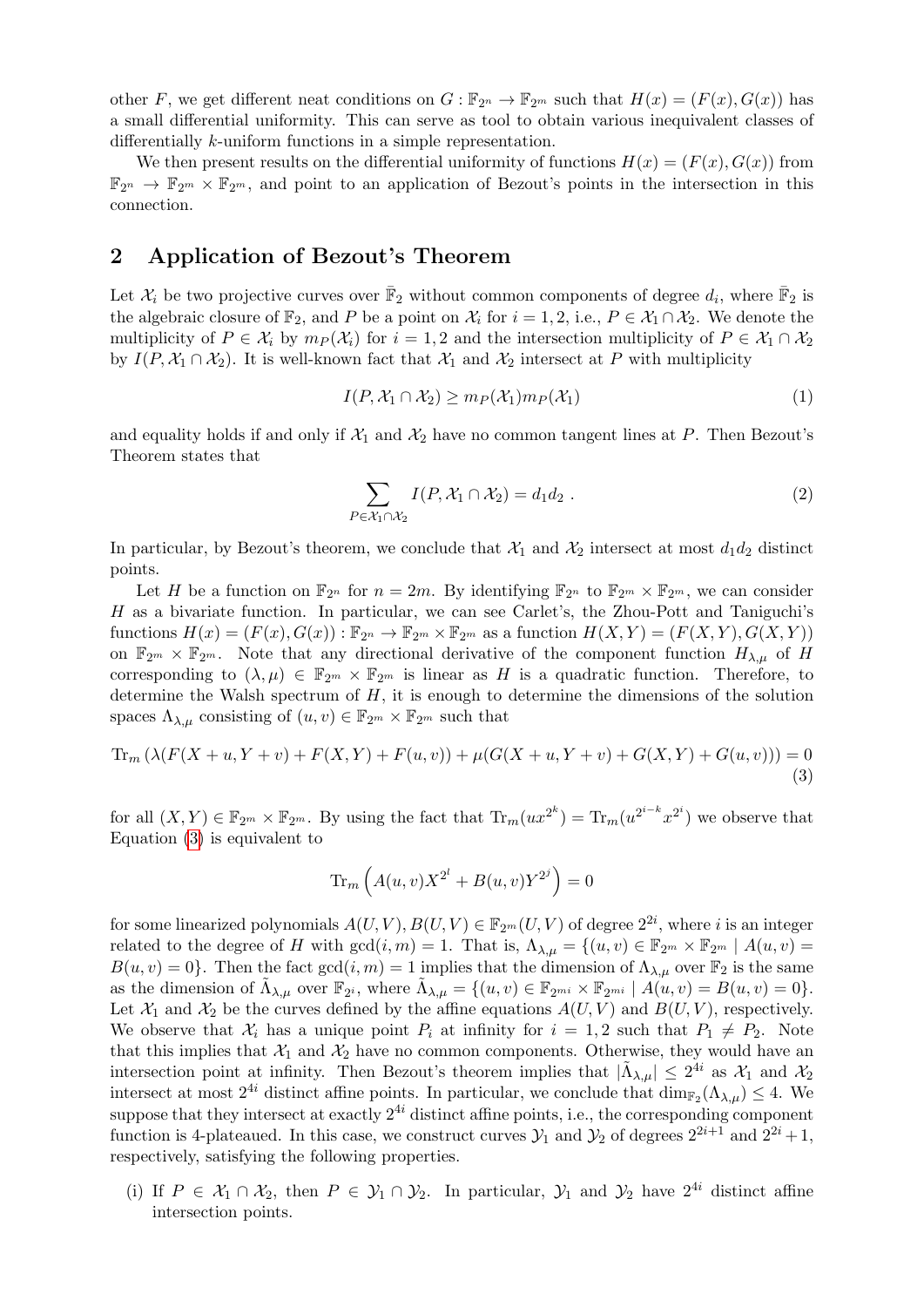other $F$, we get different neat conditions on $G : \mathbb{F}_{2^n} \to \mathbb{F}_{2^m}$ such that $H(x) = (F(x), G(x))$ has a small differential uniformity. This can serve as tool to obtain various inequivalent classes of differentially $k$-uniform functions in a simple representation.

We then present results on the differential uniformity of functions $H(x) = (F(x), G(x))$ from $\mathbb{F}_{2^n} \to \mathbb{F}_{2^m} \times \mathbb{F}_{2^m}$, and point to an application of Bezout's points in the intersection in this connection.

## 2 Application of Bezout's Theorem

Let $\mathcal{X}_i$ be two projective curves over $\bar{\mathbb{F}}_2$ without common components of degree $d_i$, where $\bar{\mathbb{F}}_2$ is the algebraic closure of $\mathbb{F}_2$, and $P$ be a point on $\mathcal{X}_i$ for $i = 1, 2$, i.e., $P \in \mathcal{X}_1 \cap \mathcal{X}_2$. We denote the multiplicity of $P \in \mathcal{X}_i$ by $m_P(\mathcal{X}_i)$ for $i = 1, 2$ and the intersection multiplicity of $P \in \mathcal{X}_1 \cap \mathcal{X}_2$ by $I(P, \mathcal{X}_1 \cap \mathcal{X}_2)$. It is well-known fact that $\mathcal{X}_1$ and $\mathcal{X}_2$ intersect at $P$ with multiplicity

$$I(P, \mathcal{X}_1 \cap \mathcal{X}_2) \geq m_P(\mathcal{X}_1) m_P(\mathcal{X}_1) \tag{1}$$

and equality holds if and only if $\mathcal{X}_1$ and $\mathcal{X}_2$ have no common tangent lines at $P$. Then Bezout's Theorem states that

$$\sum_{P \in \mathcal{X}_1 \cap \mathcal{X}_2} I(P, \mathcal{X}_1 \cap \mathcal{X}_2) = d_1 d_2 \ . \tag{2}$$

In particular, by Bezout's theorem, we conclude that $\mathcal{X}_1$ and $\mathcal{X}_2$ intersect at most $d_1 d_2$ distinct points.

Let $H$ be a function on $\mathbb{F}_{2^n}$ for $n = 2m$. By identifying $\mathbb{F}_{2^n}$ to $\mathbb{F}_{2^m} \times \mathbb{F}_{2^m}$, we can consider $H$ as a bivariate function. In particular, we can see Carlet's, the Zhou-Pott and Taniguchi's functions $H(x) = (F(x), G(x)) : \mathbb{F}_{2^n} \to \mathbb{F}_{2^m} \times \mathbb{F}_{2^m}$ as a function $H(X, Y) = (F(X, Y), G(X, Y))$ on $\mathbb{F}_{2^m} \times \mathbb{F}_{2^m}$. Note that any directional derivative of the component function $H_{\lambda,\mu}$ of $H$ corresponding to $(\lambda, \mu) \in \mathbb{F}_{2^m} \times \mathbb{F}_{2^m}$ is linear as $H$ is a quadratic function. Therefore, to determine the Walsh spectrum of $H$, it is enough to determine the dimensions of the solution spaces $\Lambda_{\lambda,\mu}$ consisting of $(u, v) \in \mathbb{F}_{2^m} \times \mathbb{F}_{2^m}$ such that

$$\mathrm{Tr}_m \left( \lambda (F(X+u, Y+v) + F(X, Y) + F(u, v)) + \mu (G(X+u, Y+v) + G(X, Y) + G(u, v)) \right) = 0 \tag{3}$$

for all $(X, Y) \in \mathbb{F}_{2^m} \times \mathbb{F}_{2^m}$. By using the fact that $\mathrm{Tr}_m(ux^{2^k}) = \mathrm{Tr}_m(u^{2^{i-k}} x^{2^i})$ we observe that Equation (3) is equivalent to

$$\mathrm{Tr}_m \left( A(u, v) X^{2^l} + B(u, v) Y^{2^j} \right) = 0$$

for some linearized polynomials $A(U, V), B(U, V) \in \mathbb{F}_{2^m}(U, V)$ of degree $2^{2i}$, where $i$ is an integer related to the degree of $H$ with $\gcd(i, m) = 1$. That is, $\Lambda_{\lambda,\mu} = \{(u, v) \in \mathbb{F}_{2^m} \times \mathbb{F}_{2^m} \mid A(u, v) = B(u, v) = 0\}$. Then the fact $\gcd(i, m) = 1$ implies that the dimension of $\Lambda_{\lambda,\mu}$ over $\mathbb{F}_2$ is the same as the dimension of $\tilde{\Lambda}_{\lambda,\mu}$ over $\mathbb{F}_{2^i}$, where $\tilde{\Lambda}_{\lambda,\mu} = \{(u, v) \in \mathbb{F}_{2^{mi}} \times \mathbb{F}_{2^{mi}} \mid A(u, v) = B(u, v) = 0\}$. Let $\mathcal{X}_1$ and $\mathcal{X}_2$ be the curves defined by the affine equations $A(U, V)$ and $B(U, V)$, respectively. We observe that $\mathcal{X}_i$ has a unique point $P_i$ at infinity for $i = 1, 2$ such that $P_1 \neq P_2$. Note that this implies that $\mathcal{X}_1$ and $\mathcal{X}_2$ have no common components. Otherwise, they would have an intersection point at infinity. Then Bezout's theorem implies that $|\tilde{\Lambda}_{\lambda,\mu}| \leq 2^{4i}$ as $\mathcal{X}_1$ and $\mathcal{X}_2$ intersect at most $2^{4i}$ distinct affine points. In particular, we conclude that $\dim_{\mathbb{F}_2}(\Lambda_{\lambda,\mu}) \leq 4$. We suppose that they intersect at exactly $2^{4i}$ distinct affine points, i.e., the corresponding component function is 4-plateaued. In this case, we construct curves $\mathcal{Y}_1$ and $\mathcal{Y}_2$ of degrees $2^{2i+1}$ and $2^{2i} + 1$, respectively, satisfying the following properties.

(i) If $P \in \mathcal{X}_1 \cap \mathcal{X}_2$, then $P \in \mathcal{Y}_1 \cap \mathcal{Y}_2$. In particular, $\mathcal{Y}_1$ and $\mathcal{Y}_2$ have $2^{4i}$ distinct affine intersection points.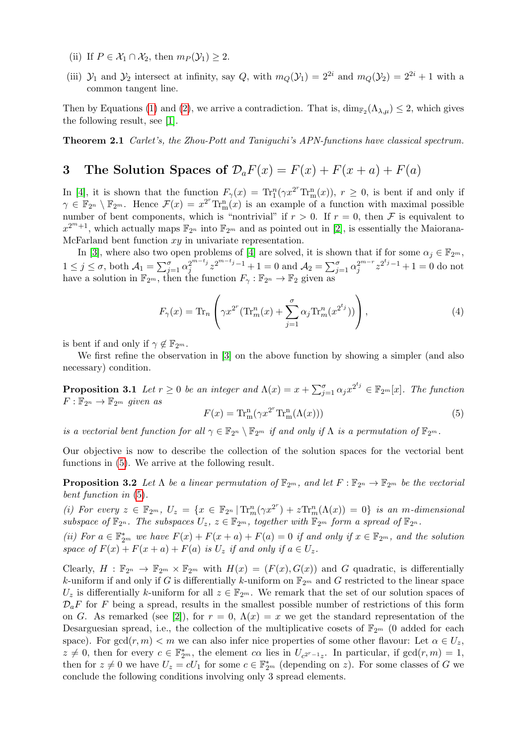(ii) If $P \in \mathcal{X}_1 \cap \mathcal{X}_2$, then $m_P(\mathcal{Y}_1) \geq 2$.

(iii) $\mathcal{Y}_1$ and $\mathcal{Y}_2$ intersect at infinity, say $Q$, with $m_Q(\mathcal{Y}_1) = 2^{2i}$ and $m_Q(\mathcal{Y}_2) = 2^{2i}+1$ with a common tangent line.

Then by Equations (1) and (2), we arrive a contradiction. That is, $\dim_{\mathbb{F}_2}(\Lambda_{\lambda,\mu}) \leq 2$, which gives the following result, see [1].

**Theorem 2.1** *Carlet's, the Zhou-Pott and Taniguchi's APN-functions have classical spectrum.*

## 3 The Solution Spaces of $\mathcal{D}_a F(x) = F(x) + F(x+a) + F(a)$

In [4], it is shown that the function $F_\gamma(x) = \mathrm{Tr}_1^n(\gamma x^{2^r}\mathrm{Tr}_m^n(x))$, $r \geq 0$, is bent if and only if $\gamma \in \mathbb{F}_{2^n} \setminus \mathbb{F}_{2^m}$. Hence $\mathcal{F}(x) = x^{2^r}\mathrm{Tr}_m^n(x)$ is an example of a function with maximal possible number of bent components, which is "nontrivial" if $r > 0$. If $r = 0$, then $\mathcal{F}$ is equivalent to $x^{2^m+1}$, which actually maps $\mathbb{F}_{2^n}$ into $\mathbb{F}_{2^m}$ and as pointed out in [2], is essentially the Maiorana-McFarland bent function $xy$ in univariate representation.

In [3], where also two open problems of [4] are solved, it is shown that if for some $\alpha_j \in \mathbb{F}_{2^m}$, $1 \leq j \leq \sigma$, both $\mathcal{A}_1 = \sum_{j=1}^{\sigma} \alpha_j^{2^{m-t_j}} z^{2^{m-t_j}-1} + 1 = 0$ and $\mathcal{A}_2 = \sum_{j=1}^{\sigma} \alpha_j^{2^{m-r}} z^{2^{t_j}-1} + 1 = 0$ do not have a solution in $\mathbb{F}_{2^m}$, then the function $F_\gamma : \mathbb{F}_{2^n} \to \mathbb{F}_2$ given as

$$F_\gamma(x) = \mathrm{Tr}_n\left(\gamma x^{2^r}(\mathrm{Tr}_m^n(x) + \sum_{j=1}^{\sigma} \alpha_j \mathrm{Tr}_m^n(x^{2^{t_j}}))\right), \tag{4}$$

is bent if and only if $\gamma \notin \mathbb{F}_{2^m}$.

We first refine the observation in [3] on the above function by showing a simpler (and also necessary) condition.

**Proposition 3.1** *Let $r \geq 0$ be an integer and $\Lambda(x) = x + \sum_{j=1}^{\sigma} \alpha_j x^{2^{t_j}} \in \mathbb{F}_{2^m}[x]$. The function $F : \mathbb{F}_{2^n} \to \mathbb{F}_{2^m}$ given as*

$$F(x) = \mathrm{Tr}_m^n(\gamma x^{2^r}\mathrm{Tr}_m^n(\Lambda(x))) \tag{5}$$

*is a vectorial bent function for all $\gamma \in \mathbb{F}_{2^n} \setminus \mathbb{F}_{2^m}$ if and only if $\Lambda$ is a permutation of $\mathbb{F}_{2^m}$.*

Our objective is now to describe the collection of the solution spaces for the vectorial bent functions in (5). We arrive at the following result.

**Proposition 3.2** *Let $\Lambda$ be a linear permutation of $\mathbb{F}_{2^m}$, and let $F : \mathbb{F}_{2^n} \to \mathbb{F}_{2^m}$ be the vectorial bent function in (5).*

*(i) For every $z \in \mathbb{F}_{2^m}$, $U_z = \{x \in \mathbb{F}_{2^n} \mid \mathrm{Tr}_m^n(\gamma x^{2^r}) + z\mathrm{Tr}_m^n(\Lambda(x)) = 0\}$ is an $m$-dimensional subspace of $\mathbb{F}_{2^n}$. The subspaces $U_z$, $z \in \mathbb{F}_{2^m}$, together with $\mathbb{F}_{2^m}$ form a spread of $\mathbb{F}_{2^n}$.*

*(ii) For $a \in \mathbb{F}_{2^m}^*$ we have $F(x) + F(x+a) + F(a) = 0$ if and only if $x \in \mathbb{F}_{2^m}$, and the solution space of $F(x) + F(x+a) + F(a)$ is $U_z$ if and only if $a \in U_z$.*

Clearly, $H : \mathbb{F}_{2^n} \to \mathbb{F}_{2^m} \times \mathbb{F}_{2^m}$ with $H(x) = (F(x), G(x))$ and $G$ quadratic, is differentially $k$-uniform if and only if $G$ is differentially $k$-uniform on $\mathbb{F}_{2^m}$ and $G$ restricted to the linear space $U_z$ is differentially $k$-uniform for all $z \in \mathbb{F}_{2^m}$. We remark that the set of our solution spaces of $\mathcal{D}_a F$ for $F$ being a spread, results in the smallest possible number of restrictions of this form on $G$. As remarked (see [2]), for $r = 0$, $\Lambda(x) = x$ we get the standard representation of the Desarguesian spread, i.e., the collection of the multiplicative cosets of $\mathbb{F}_{2^m}$ (0 added for each space). For $\gcd(r,m) < m$ we can also infer nice properties of some other flavour: Let $\alpha \in U_z$, $z \neq 0$, then for every $c \in \mathbb{F}_{2^m}^*$, the element $c\alpha$ lies in $U_{c^{2^r-1}z}$. In particular, if $\gcd(r,m) = 1$, then for $z \neq 0$ we have $U_z = cU_1$ for some $c \in \mathbb{F}_{2^m}^*$ (depending on $z$). For some classes of $G$ we conclude the following conditions involving only 3 spread elements.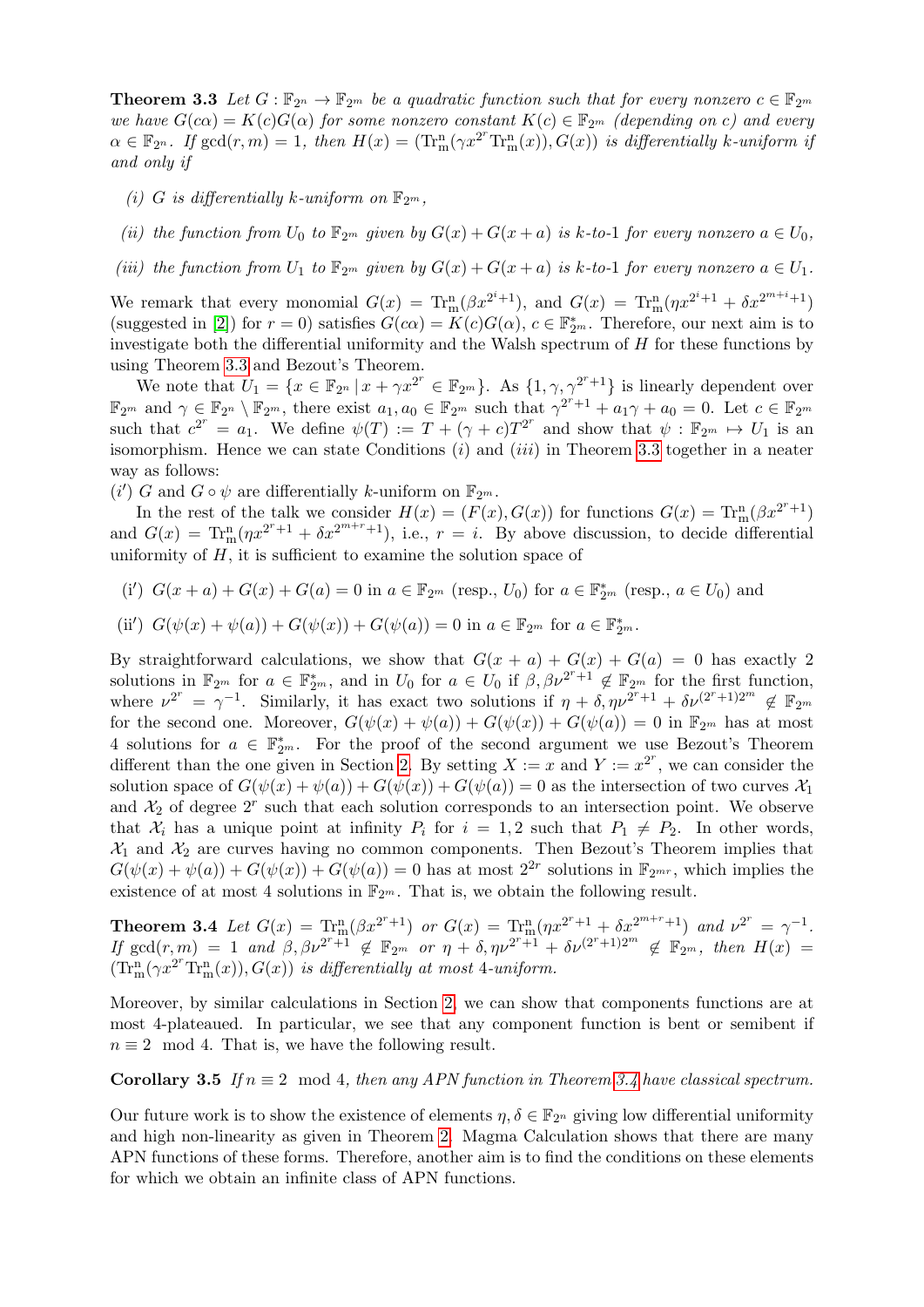**Theorem 3.3** *Let $G : \mathbb{F}_{2^n} \to \mathbb{F}_{2^m}$ be a quadratic function such that for every nonzero $c \in \mathbb{F}_{2^m}$ we have $G(c\alpha) = K(c)G(\alpha)$ for some nonzero constant $K(c) \in \mathbb{F}_{2^m}$ (depending on $c$) and every $\alpha \in \mathbb{F}_{2^n}$. If $\gcd(r, m) = 1$, then $H(x) = (\mathrm{Tr}^{\mathrm{n}}_{\mathrm{m}}(\gamma x^{2^r} \mathrm{Tr}^{\mathrm{n}}_{\mathrm{m}}(x)), G(x))$ is differentially $k$-uniform if and only if*

*(i) $G$ is differentially $k$-uniform on $\mathbb{F}_{2^m}$,*

*(ii) the function from $U_0$ to $\mathbb{F}_{2^m}$ given by $G(x) + G(x + a)$ is $k$-to-1 for every nonzero $a \in U_0$,*

*(iii) the function from $U_1$ to $\mathbb{F}_{2^m}$ given by $G(x) + G(x + a)$ is $k$-to-1 for every nonzero $a \in U_1$.*

We remark that every monomial $G(x) = \mathrm{Tr}^{\mathrm{n}}_{\mathrm{m}}(\beta x^{2^i+1})$, and $G(x) = \mathrm{Tr}^{\mathrm{n}}_{\mathrm{m}}(\eta x^{2^i+1} + \delta x^{2^{m+i}+1})$ (suggested in [2]) for $r = 0$) satisfies $G(c\alpha) = K(c)G(\alpha)$, $c \in \mathbb{F}^*_{2^m}$. Therefore, our next aim is to investigate both the differential uniformity and the Walsh spectrum of $H$ for these functions by using Theorem 3.3 and Bezout's Theorem.

We note that $U_1 = \{x \in \mathbb{F}_{2^n} \mid x + \gamma x^{2^r} \in \mathbb{F}_{2^m}\}$. As $\{1, \gamma, \gamma^{2^r+1}\}$ is linearly dependent over $\mathbb{F}_{2^m}$ and $\gamma \in \mathbb{F}_{2^n} \setminus \mathbb{F}_{2^m}$, there exist $a_1, a_0 \in \mathbb{F}_{2^m}$ such that $\gamma^{2^r+1} + a_1\gamma + a_0 = 0$. Let $c \in \mathbb{F}_{2^m}$ such that $c^{2^r} = a_1$. We define $\psi(T) := T + (\gamma + c)T^{2^r}$ and show that $\psi : \mathbb{F}_{2^m} \mapsto U_1$ is an isomorphism. Hence we can state Conditions $(i)$ and $(iii)$ in Theorem 3.3 together in a neater way as follows:

$(i')$ $G$ and $G \circ \psi$ are differentially $k$-uniform on $\mathbb{F}_{2^m}$.

In the rest of the talk we consider $H(x) = (F(x), G(x))$ for functions $G(x) = \mathrm{Tr}^{\mathrm{n}}_{\mathrm{m}}(\beta x^{2^r+1})$ and $G(x) = \mathrm{Tr}^{\mathrm{n}}_{\mathrm{m}}(\eta x^{2^r+1} + \delta x^{2^{m+r}+1})$, i.e., $r = i$. By above discussion, to decide differential uniformity of $H$, it is sufficient to examine the solution space of

(i′) $G(x + a) + G(x) + G(a) = 0$ in $a \in \mathbb{F}_{2^m}$ (resp., $U_0$) for $a \in \mathbb{F}^*_{2^m}$ (resp., $a \in U_0$) and

(ii′) $G(\psi(x) + \psi(a)) + G(\psi(x)) + G(\psi(a)) = 0$ in $a \in \mathbb{F}_{2^m}$ for $a \in \mathbb{F}^*_{2^m}$.

By straightforward calculations, we show that $G(x + a) + G(x) + G(a) = 0$ has exactly 2 solutions in $\mathbb{F}_{2^m}$ for $a \in \mathbb{F}^*_{2^m}$, and in $U_0$ for $a \in U_0$ if $\beta, \beta\nu^{2^r+1} \notin \mathbb{F}_{2^m}$ for the first function, where $\nu^{2^r} = \gamma^{-1}$. Similarly, it has exact two solutions if $\eta + \delta, \eta\nu^{2^r+1} + \delta\nu^{(2^r+1)2^m} \notin \mathbb{F}_{2^m}$ for the second one. Moreover, $G(\psi(x) + \psi(a)) + G(\psi(x)) + G(\psi(a)) = 0$ in $\mathbb{F}_{2^m}$ has at most 4 solutions for $a \in \mathbb{F}^*_{2^m}$. For the proof of the second argument we use Bezout's Theorem different than the one given in Section 2. By setting $X := x$ and $Y := x^{2^r}$, we can consider the solution space of $G(\psi(x) + \psi(a)) + G(\psi(x)) + G(\psi(a)) = 0$ as the intersection of two curves $\mathcal{X}_1$ and $\mathcal{X}_2$ of degree $2^r$ such that each solution corresponds to an intersection point. We observe that $\mathcal{X}_i$ has a unique point at infinity $P_i$ for $i = 1, 2$ such that $P_1 \neq P_2$. In other words, $\mathcal{X}_1$ and $\mathcal{X}_2$ are curves having no common components. Then Bezout's Theorem implies that $G(\psi(x) + \psi(a)) + G(\psi(x)) + G(\psi(a)) = 0$ has at most $2^{2r}$ solutions in $\mathbb{F}_{2^{mr}}$, which implies the existence of at most 4 solutions in $\mathbb{F}_{2^m}$. That is, we obtain the following result.

**Theorem 3.4** *Let $G(x) = \mathrm{Tr}^{\mathrm{n}}_{\mathrm{m}}(\beta x^{2^r+1})$ or $G(x) = \mathrm{Tr}^{\mathrm{n}}_{\mathrm{m}}(\eta x^{2^r+1} + \delta x^{2^{m+r}+1})$ and $\nu^{2^r} = \gamma^{-1}$. If $\gcd(r, m) = 1$ and $\beta, \beta\nu^{2^r+1} \notin \mathbb{F}_{2^m}$ or $\eta + \delta, \eta\nu^{2^r+1} + \delta\nu^{(2^r+1)2^m} \notin \mathbb{F}_{2^m}$, then $H(x) = (\mathrm{Tr}^{\mathrm{n}}_{\mathrm{m}}(\gamma x^{2^r} \mathrm{Tr}^{\mathrm{n}}_{\mathrm{m}}(x)), G(x))$ is differentially at most 4-uniform.*

Moreover, by similar calculations in Section 2, we can show that components functions are at most 4-plateaued. In particular, we see that any component function is bent or semibent if $n \equiv 2 \mod 4$. That is, we have the following result.

**Corollary 3.5** *If $n \equiv 2 \mod 4$, then any APN function in Theorem 3.4 have classical spectrum.*

Our future work is to show the existence of elements $\eta, \delta \in \mathbb{F}_{2^n}$ giving low differential uniformity and high non-linearity as given in Theorem 2. Magma Calculation shows that there are many APN functions of these forms. Therefore, another aim is to find the conditions on these elements for which we obtain an infinite class of APN functions.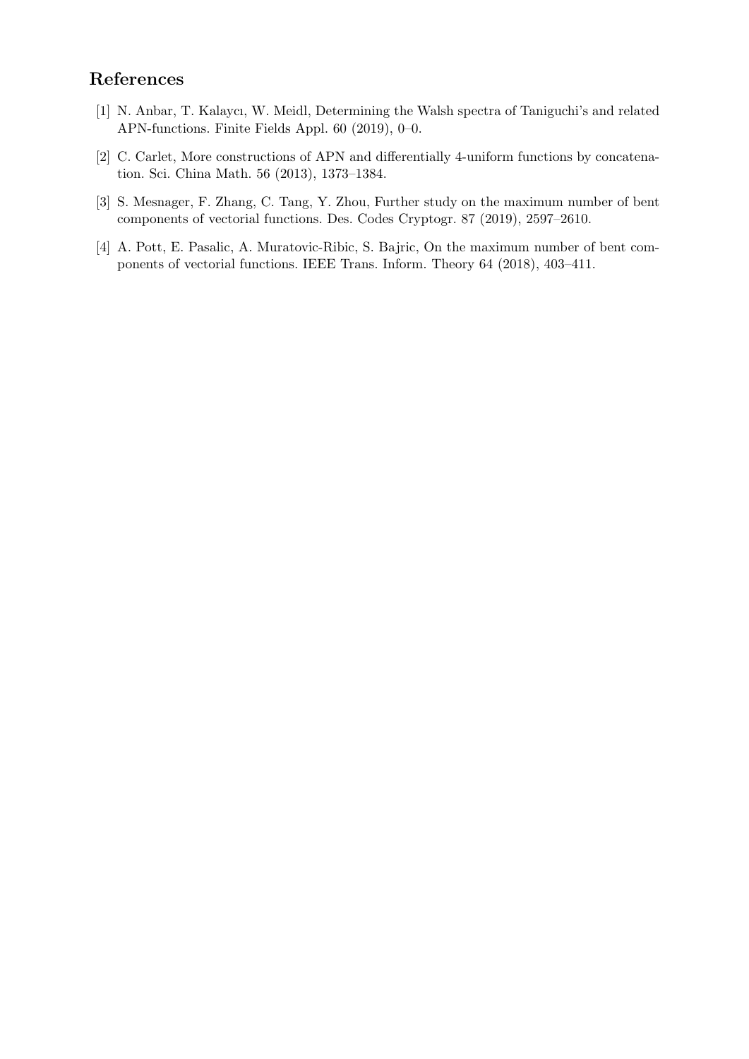## References

[1] N. Anbar, T. Kalaycı, W. Meidl, Determining the Walsh spectra of Taniguchi's and related APN-functions. Finite Fields Appl. 60 (2019), 0–0.

[2] C. Carlet, More constructions of APN and differentially 4-uniform functions by concatenation. Sci. China Math. 56 (2013), 1373–1384.

[3] S. Mesnager, F. Zhang, C. Tang, Y. Zhou, Further study on the maximum number of bent components of vectorial functions. Des. Codes Cryptogr. 87 (2019), 2597–2610.

[4] A. Pott, E. Pasalic, A. Muratovic-Ribic, S. Bajric, On the maximum number of bent components of vectorial functions. IEEE Trans. Inform. Theory 64 (2018), 403–411.